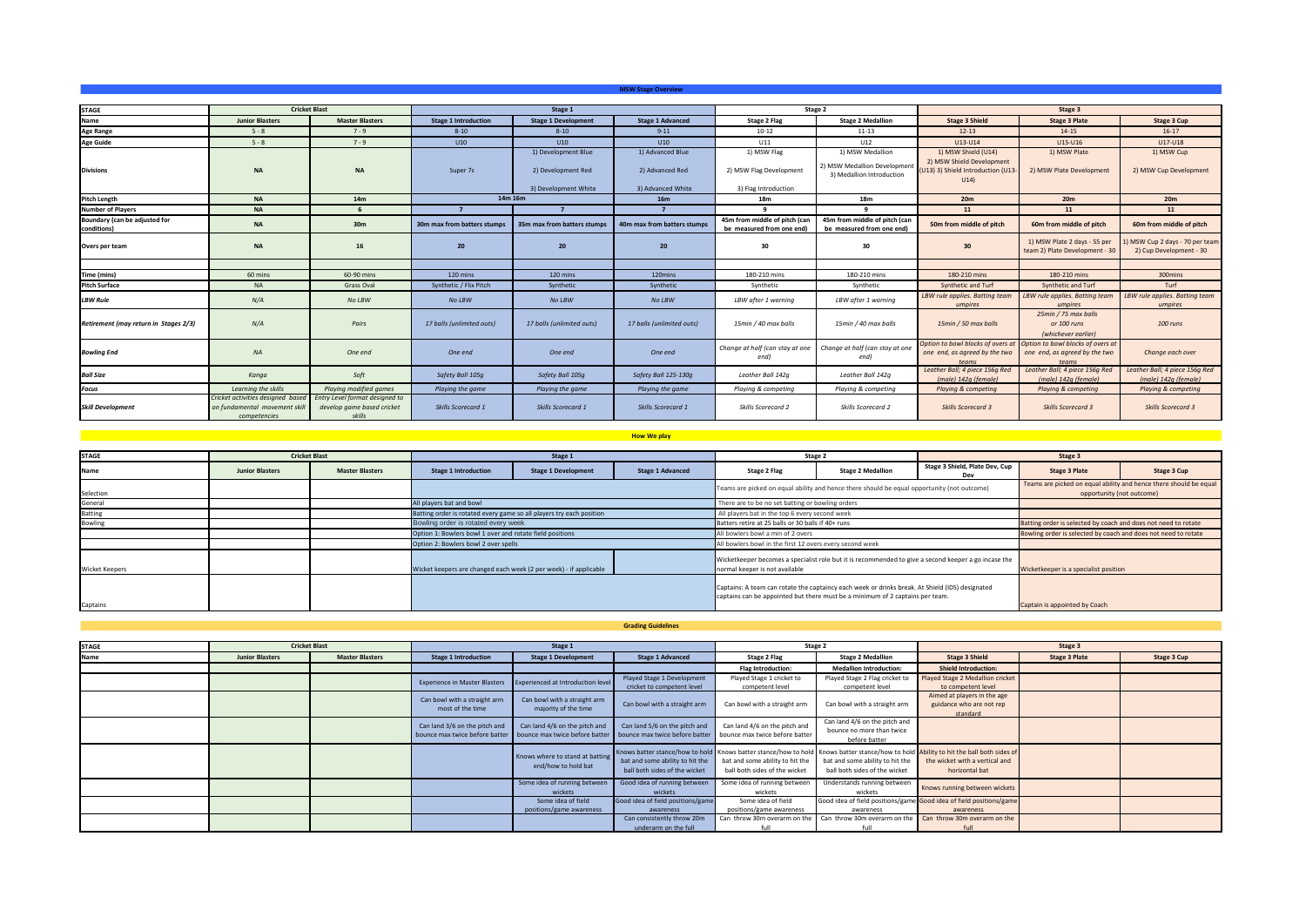## MSW Stage Overview

| STAGE | Cricket Blast | | Stage 1 | | | Stage 2 | | Stage 3 | | |
|---|---|---|---|---|---|---|---|---|---|---|
| **Name** | **Junior Blasters** | **Master Blasters** | **Stage 1 Introduction** | **Stage 1 Development** | **Stage 1 Advanced** | **Stage 2 Flag** | **Stage 2 Medallion** | **Stage 3 Shield** | **Stage 3 Plate** | **Stage 3 Cup** |
| **Age Range** | 5 - 8 | 7 - 9 | 8-10 | 8-10 | 9-11 | 10-12 | 11-13 | 12-13 | 14-15 | 16-17 |
| **Age Guide** | 5 - 8 | 7 - 9 | U10 | U10 | U10 | U11 | U12 | U13-U14 | U15-U16 | U17-U18 |
| **Divisions** | **NA** | **NA** | Super 7s | 1) Development Blue 2) Development Red 3) Development White | 1) Advanced Blue 2) Advanced Red 3) Advanced White | 1) MSW Flag 2) MSW Flag Development 3) Flag Introduction | 1) MSW Medallion 2) MSW Medallion Development 3) Medallion Introduction | 1) MSW Shield (U14) 2) MSW Shield Development (U13) 3) Shield Introduction (U13-U14) | 1) MSW Plate 2) MSW Plate Development | 1) MSW Cup 2) MSW Cup Development |
| **Pitch Length** | **NA** | **14m** | **14m 16m** | | **16m** | **18m** | **18m** | **20m** | **20m** | **20m** |
| **Number of Players** | **NA** | **6** | **7** | **7** | **7** | **9** | **9** | **11** | **11** | **11** |
| **Boundary (can be adjusted for conditions)** | **NA** | **30m** | **30m max from batters stumps** | **35m max from batters stumps** | **40m max from batters stumps** | **45m from middle of pitch (can be measured from one end)** | **45m from middle of pitch (can be measured from one end)** | **50m from middle of pitch** | **60m from middle of pitch** | **60m from middle of pitch** |
| **Overs per team** | **NA** | **16** | **20** | **20** | **20** | **30** | **30** | **30** | 1) MSW Plate 2 days - 55 per team 2) Plate Development - 30 | 1) MSW Cup 2 days - 70 per team 2) Cup Development - 30 |
| | | | | | | | | | | |
| **Time (mins)** | 60 mins | 60-90 mins | 120 mins | 120 mins | 120mins | 180-210 mins | 180-210 mins | 180-210 mins | 180-210 mins | 300mins |
| **Pitch Surface** | NA | Grass Oval | Synthetic / Flix Pitch | Synthetic | Synthetic | Synthetic | Synthetic | Synthetic and Turf | Synthetic and Turf | Turf |
| ***LBW Rule*** | *N/A* | *No LBW* | *No LBW* | *No LBW* | *No LBW* | *LBW after 1 warning* | *LBW after 1 warning* | *LBW rule applies. Batting team umpires* | *LBW rule applies. Batting team umpires* | *LBW rule applies. Batting team umpires* |
| ***Retirement (may return in Stages 2/3)*** | *N/A* | *Pairs* | *17 balls (unlimited outs)* | *17 balls (unlimited outs)* | *17 balls (unlimited outs)* | *15min / 40 max balls* | *15min / 40 max balls* | *15min / 50 max balls* | *25min / 75 max balls or 100 runs (whichever earlier)* | *100 runs* |
| ***Bowling End*** | *NA* | *One end* | *One end* | *One end* | *One end* | *Change at half (can stay at one end)* | *Change at half (can stay at one end)* | *Option to bowl blocks of overs at one end, as agreed by the two teams* | *Option to bowl blocks of overs at one end, as agreed by the two teams* | *Change each over* |
| ***Ball Size*** | *Kanga* | *Soft* | *Safety Ball 105g* | *Safety Ball 105g* | *Safety Ball 125-130g* | *Leather Ball 142g* | *Leather Ball 142g* | *Leather Ball; 4 piece 156g Red (male) 142g (female)* | *Leather Ball; 4 piece 156g Red (male) 142g (female)* | *Leather Ball; 4 piece 156g Red (male) 142g (female)* |
| ***Focus*** | *Learning the skills* | *Playing modified games* | *Playing the game* | *Playing the game* | *Playing the game* | *Playing & competing* | *Playing & competing* | *Playing & competing* | *Playing & competing* | *Playing & competing* |
| ***Skill Development*** | *Cricket activities designed based on fundamental movement skill competencies* | *Entry Level format designed to develop game based cricket skills* | *Skills Scorecard 1* | *Skills Scorecard 1* | *Skills Scorecard 1* | *Skills Scorecard 2* | *Skills Scorecard 2* | *Skills Scorecard 3* | *Skills Scorecard 3* | *Skills Scorecard 3* |

## How We play

| STAGE | Cricket Blast | | Stage 1 | | | Stage 2 | | | Stage 3 | |
|---|---|---|---|---|---|---|---|---|---|---|
| **Name** | **Junior Blasters** | **Master Blasters** | **Stage 1 Introduction** | **Stage 1 Development** | **Stage 1 Advanced** | **Stage 2 Flag** | **Stage 2 Medallion** | **Stage 3 Shield, Plate Dev, Cup Dev** | **Stage 3 Plate** | **Stage 3 Cup** |
| Selection | | | | | | Teams are picked on equal ability and hence there should be equal opportunity (not outcome) | | | Teams are picked on equal ability and hence there should be equal opportunity (not outcome) | |
| General | | | All players bat and bowl | | | There are to be no set batting or bowling orders | | | | |
| Batting | | | Batting order is rotated every game so all players try each position | | | All players bat in the top 6 every second week | | | | |
| Bowling | | | Bowling order is rotated every week | | | Batters retire at 25 balls or 30 balls if 40+ runs | | | Batting order is selected by coach and does not need to rotate | |
| | | | Option 1: Bowlers bowl 1 over and rotate field positions | | | All bowlers bowl a min of 2 overs | | | Bowling order is selected by coach and does not need to rotate | |
| | | | Option 2: Bowlers bowl 2 over spells | | | All bowlers bowl in the first 12 overs every second week | | | | |
| Wicket Keepers | | | Wicket keepers are changed each week (2 per week) - if applicable | | | Wicketkeeper becomes a specialist role but it is recommended to give a second keeper a go incase the normal keeper is not available | | | Wicketkeeper is a specialist position | |
| Captains | | | | | | Captains: A team can rotate the captaincy each week or drinks break. At Shield (IDS) designated captains can be appointed but there must be a minimum of 2 captains per team. | | | Captain is appointed by Coach | |

## Grading Guidelines

| STAGE | Cricket Blast | | Stage 1 | | | Stage 2 | | Stage 3 | | |
|---|---|---|---|---|---|---|---|---|---|---|
| **Name** | **Junior Blasters** | **Master Blasters** | **Stage 1 Introduction** | **Stage 1 Development** | **Stage 1 Advanced** | **Stage 2 Flag** | **Stage 2 Medallion** | **Stage 3 Shield** | **Stage 3 Plate** | **Stage 3 Cup** |
| | | | | | | **Flag Introduction:** | **Medallion Introduction:** | **Shield Introduction:** | | |
| | | | Experience in Master Blasters | Experienced at Introduction level | Played Stage 1 Development cricket to competent level | Played Stage 1 cricket to competent level | Played Stage 2 Flag cricket to competent level | Played Stage 2 Medallion cricket to competent level | | |
| | | | Can bowl with a straight arm most of the time | Can bowl with a straight arm majority of the time | Can bowl with a straight arm | Can bowl with a straight arm | Can bowl with a straight arm | Aimed at players in the age guidance who are not rep standard | | |
| | | | Can land 3/6 on the pitch and bounce max twice before batter | Can land 4/6 on the pitch and bounce max twice before batter | Can land 5/6 on the pitch and bounce max twice before batter | Can land 4/6 on the pitch and bounce max twice before batter | Can land 4/6 on the pitch and bounce no more than twice before batter | | | |
| | | | | Knows where to stand at batting end/how to hold bat | Knows batter stance/how to hold bat and some ability to hit the ball both sides of the wicket | Knows batter stance/how to hold bat and some ability to hit the ball both sides of the wicket | Knows batter stance/how to hold bat and some ability to hit the ball both sides of the wicket | Ability to hit the ball both sides of the wicket with a vertical and horizontal bat | | |
| | | | | Some idea of running between wickets | Good idea of running between wickets | Some idea of running between wickets | Understands running between wickets | Knows running between wickets | | |
| | | | | Some idea of field positions/game awareness | Good idea of field positions/game awareness | Some idea of field positions/game awareness | Good idea of field positions/game awareness | Good idea of field positions/game awareness | | |
| | | | | | Can consistently throw 20m underarm on the full | Can throw 30m overarm on the full | Can throw 30m overarm on the full | Can throw 30m overarm on the full | | |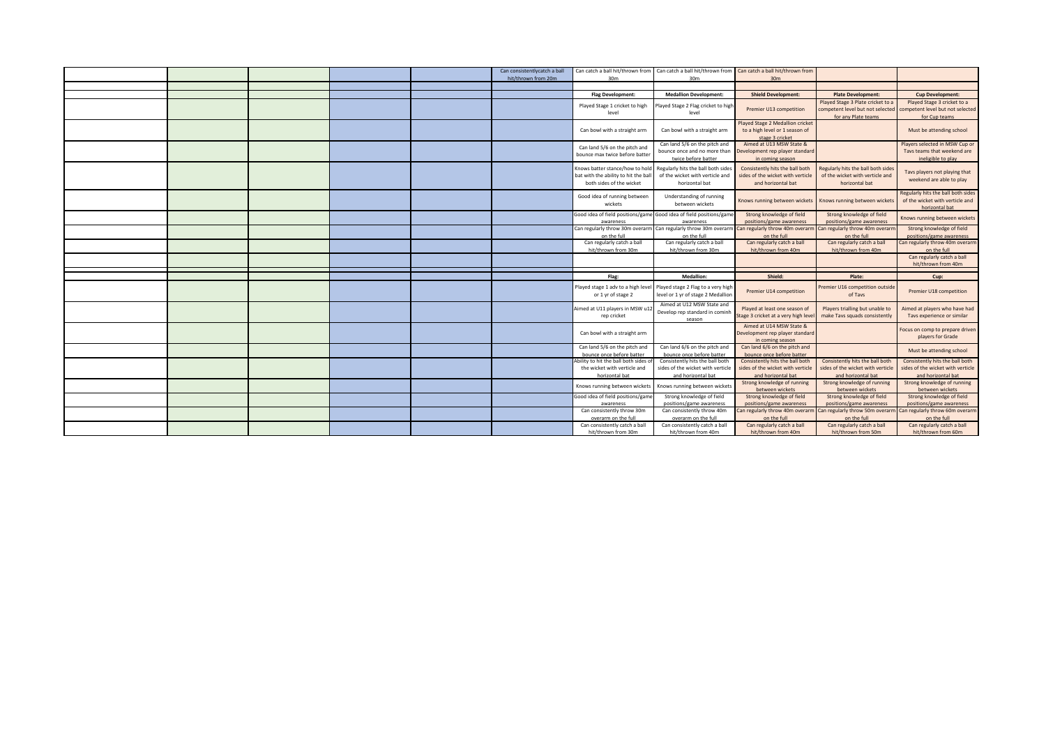| | | | | | | | | | | |
|---|---|---|---|---|---|---|---|---|---|---|
| | | | | | Can consistentlycatch a ball hit/thrown from 20m | Can catch a ball hit/thrown from 30m | Can catch a ball hit/thrown from 30m | Can catch a ball hit/thrown from 30m | | |
| | | | | | | | | | | |
| | | | | | | **Flag Development:** | **Medallion Development:** | **Shield Development:** | **Plate Development:** | **Cup Development:** |
| | | | | | | Played Stage 1 cricket to high level | Played Stage 2 Flag cricket to high level | Premier U13 competition | Played Stage 3 Plate cricket to a competent level but not selected for any Plate teams | Played Stage 3 cricket to a competent level but not selected for Cup teams |
| | | | | | | Can bowl with a straight arm | Can bowl with a straight arm | Played Stage 2 Medallion cricket to a high level or 1 season of stage 3 cricket | | Must be attending school |
| | | | | | | Can land 5/6 on the pitch and bounce max twice before batter | Can land 5/6 on the pitch and bounce once and no more than twice before batter | Aimed at U13 MSW State & Development rep player standard in coming season | | Players selected in MSW Cup or Tavs teams that weekend are ineligible to play |
| | | | | | | Knows batter stance/how to hold bat with the ability to hit the ball both sides of the wicket | Regularly hits the ball both sides of the wicket with verticle and horizontal bat | Consistently hits the ball both sides of the wicket with verticle and horizontal bat | Regularly hits the ball both sides of the wicket with verticle and horizontal bat | Tavs players not playing that weekend are able to play |
| | | | | | | Good idea of running between wickets | Understanding of running between wickets | Knows running between wickets | Knows running between wickets | Regularly hits the ball both sides of the wicket with verticle and horizontal bat |
| | | | | | | Good idea of field positions/game awareness | Good idea of field positions/game awareness | Strong knowledge of field positions/game awareness | Strong knowledge of field positions/game awareness | Knows running between wickets |
| | | | | | | Can regularly throw 30m overarm on the full | Can regularly throw 30m overarm on the full | Can regularly throw 40m overarm on the full | Can regularly throw 40m overarm on the full | Strong knowledge of field positions/game awareness |
| | | | | | | Can regularly catch a ball hit/thrown from 30m | Can regularly catch a ball hit/thrown from 30m | Can regularly catch a ball hit/thrown from 40m | Can regularly catch a ball hit/thrown from 40m | Can regularly throw 40m overarm on the full |
| | | | | | | | | | | Can regularly catch a ball hit/thrown from 40m |
| | | | | | | | | | | |
| | | | | | | **Flag:** | **Medallion:** | **Shield:** | **Plate:** | **Cup:** |
| | | | | | | Played stage 1 adv to a high level or 1 yr of stage 2 | Played stage 2 Flag to a very high level or 1 yr of stage 2 Medallion | Premier U14 competition | Premier U16 competition outside of Tavs | Premier U18 competition |
| | | | | | | Aimed at U11 players in MSW u12 rep cricket | Aimed at U12 MSW State and Develop rep standard in cominh season | Played at least one season of Stage 3 cricket at a very high level | Players trialling but unable to make Tavs squads consistently | Aimed at players who have had Tavs experience or similar |
| | | | | | | Can bowl with a straight arm | | Aimed at U14 MSW State & Development rep player standard in coming season | | Focus on comp to prepare driven players for Grade |
| | | | | | | Can land 5/6 on the pitch and bounce once before batter | Can land 6/6 on the pitch and bounce once before batter | Can land 6/6 on the pitch and bounce once before batter | | Must be attending school |
| | | | | | | Ability to hit the ball both sides of the wicket with verticle and horizontal bat | Consistently hits the ball both sides of the wicket with verticle and horizontal bat | Consistently hits the ball both sides of the wicket with verticle and horizontal bat | Consistently hits the ball both sides of the wicket with verticle and horizontal bat | Consistently hits the ball both sides of the wicket with verticle and horizontal bat |
| | | | | | | Knows running between wickets | Knows running between wickets | Strong knowledge of running between wickets | Strong knowledge of running between wickets | Strong knowledge of running between wickets |
| | | | | | | Good idea of field positions/game awareness | Strong knowledge of field positions/game awareness | Strong knowledge of field positions/game awareness | Strong knowledge of field positions/game awareness | Strong knowledge of field positions/game awareness |
| | | | | | | Can consistently throw 30m overarm on the full | Can consistently throw 40m overarm on the full | Can regularly throw 40m overarm on the full | Can regularly throw 50m overarm on the full | Can regularly throw 60m overarm on the full |
| | | | | | | Can consistently catch a ball hit/thrown from 30m | Can consistently catch a ball hit/thrown from 40m | Can regularly catch a ball hit/thrown from 40m | Can regularly catch a ball hit/thrown from 50m | Can regularly catch a ball hit/thrown from 60m |